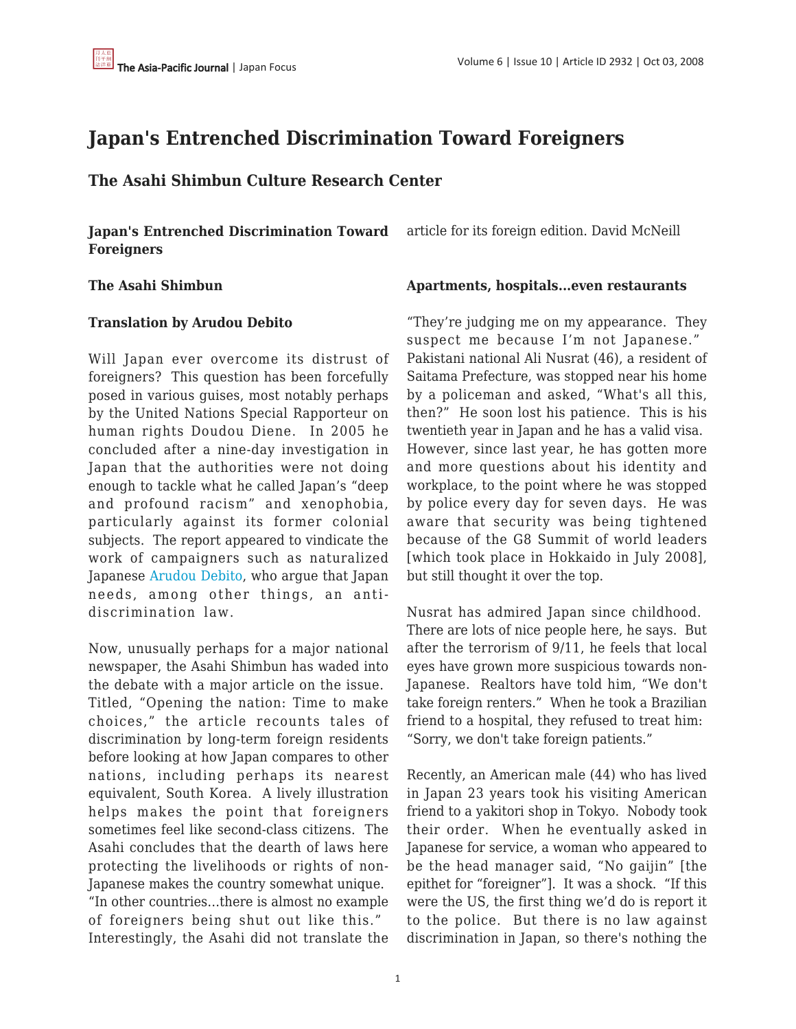# Japan's Entrenched Discrimination Toward Foreigners

## The Asahi Shimbun Culture Research Center

**Japan's Entrenched Discrimination Toward Foreigners**

**The Asahi Shimbun**

**Translation by Arudou Debito**

Will Japan ever overcome its distrust of foreigners? This question has been forcefully posed in various guises, most notably perhaps by the United Nations Special Rapporteur on human rights Doudou Diene. In 2005 he concluded after a nine-day investigation in Japan that the authorities were not doing enough to tackle what he called Japan's "deep and profound racism" and xenophobia, particularly against its former colonial subjects. The report appeared to vindicate the work of campaigners such as naturalized Japanese Arudou Debito, who argue that Japan needs, among other things, an anti-discrimination law.

Now, unusually perhaps for a major national newspaper, the Asahi Shimbun has waded into the debate with a major article on the issue. Titled, "Opening the nation: Time to make choices," the article recounts tales of discrimination by long-term foreign residents before looking at how Japan compares to other nations, including perhaps its nearest equivalent, South Korea. A lively illustration helps makes the point that foreigners sometimes feel like second-class citizens. The Asahi concludes that the dearth of laws here protecting the livelihoods or rights of non-Japanese makes the country somewhat unique. "In other countries...there is almost no example of foreigners being shut out like this." Interestingly, the Asahi did not translate the article for its foreign edition. David McNeill

**Apartments, hospitals...even restaurants**

"They're judging me on my appearance. They suspect me because I'm not Japanese." Pakistani national Ali Nusrat (46), a resident of Saitama Prefecture, was stopped near his home by a policeman and asked, "What's all this, then?" He soon lost his patience. This is his twentieth year in Japan and he has a valid visa. However, since last year, he has gotten more and more questions about his identity and workplace, to the point where he was stopped by police every day for seven days. He was aware that security was being tightened because of the G8 Summit of world leaders [which took place in Hokkaido in July 2008], but still thought it over the top.

Nusrat has admired Japan since childhood. There are lots of nice people here, he says. But after the terrorism of 9/11, he feels that local eyes have grown more suspicious towards non-Japanese. Realtors have told him, "We don't take foreign renters." When he took a Brazilian friend to a hospital, they refused to treat him: "Sorry, we don't take foreign patients."

Recently, an American male (44) who has lived in Japan 23 years took his visiting American friend to a yakitori shop in Tokyo. Nobody took their order. When he eventually asked in Japanese for service, a woman who appeared to be the head manager said, "No gaijin" [the epithet for "foreigner"]. It was a shock. "If this were the US, the first thing we'd do is report it to the police. But there is no law against discrimination in Japan, so there's nothing the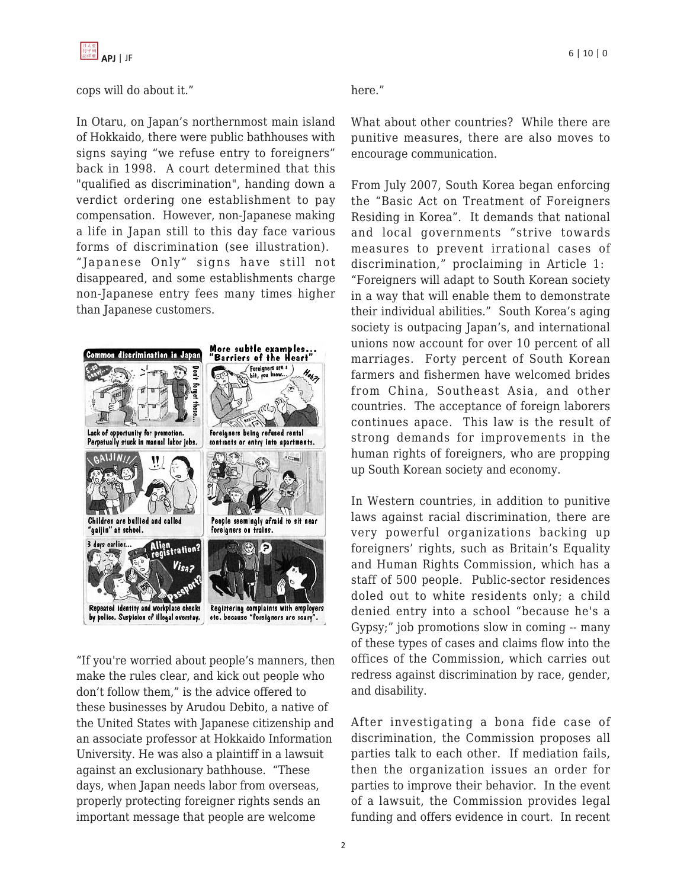cops will do about it.”

In Otaru, on Japan’s northernmost main island of Hokkaido, there were public bathhouses with signs saying “we refuse entry to foreigners” back in 1998. A court determined that this "qualified as discrimination", handing down a verdict ordering one establishment to pay compensation. However, non-Japanese making a life in Japan still to this day face various forms of discrimination (see illustration). “Japanese Only” signs have still not disappeared, and some establishments charge non-Japanese entry fees many times higher than Japanese customers.

“If you're worried about people’s manners, then make the rules clear, and kick out people who don’t follow them,” is the advice offered to these businesses by Arudou Debito, a native of the United States with Japanese citizenship and an associate professor at Hokkaido Information University. He was also a plaintiff in a lawsuit against an exclusionary bathhouse. “These days, when Japan needs labor from overseas, properly protecting foreigner rights sends an important message that people are welcome here.”

What about other countries? While there are punitive measures, there are also moves to encourage communication.

From July 2007, South Korea began enforcing the “Basic Act on Treatment of Foreigners Residing in Korea”. It demands that national and local governments “strive towards measures to prevent irrational cases of discrimination,” proclaiming in Article 1: “Foreigners will adapt to South Korean society in a way that will enable them to demonstrate their individual abilities.” South Korea’s aging society is outpacing Japan’s, and international unions now account for over 10 percent of all marriages. Forty percent of South Korean farmers and fishermen have welcomed brides from China, Southeast Asia, and other countries. The acceptance of foreign laborers continues apace. This law is the result of strong demands for improvements in the human rights of foreigners, who are propping up South Korean society and economy.

In Western countries, in addition to punitive laws against racial discrimination, there are very powerful organizations backing up foreigners’ rights, such as Britain’s Equality and Human Rights Commission, which has a staff of 500 people. Public-sector residences doled out to white residents only; a child denied entry into a school “because he's a Gypsy;” job promotions slow in coming -- many of these types of cases and claims flow into the offices of the Commission, which carries out redress against discrimination by race, gender, and disability.

After investigating a bona fide case of discrimination, the Commission proposes all parties talk to each other. If mediation fails, then the organization issues an order for parties to improve their behavior. In the event of a lawsuit, the Commission provides legal funding and offers evidence in court. In recent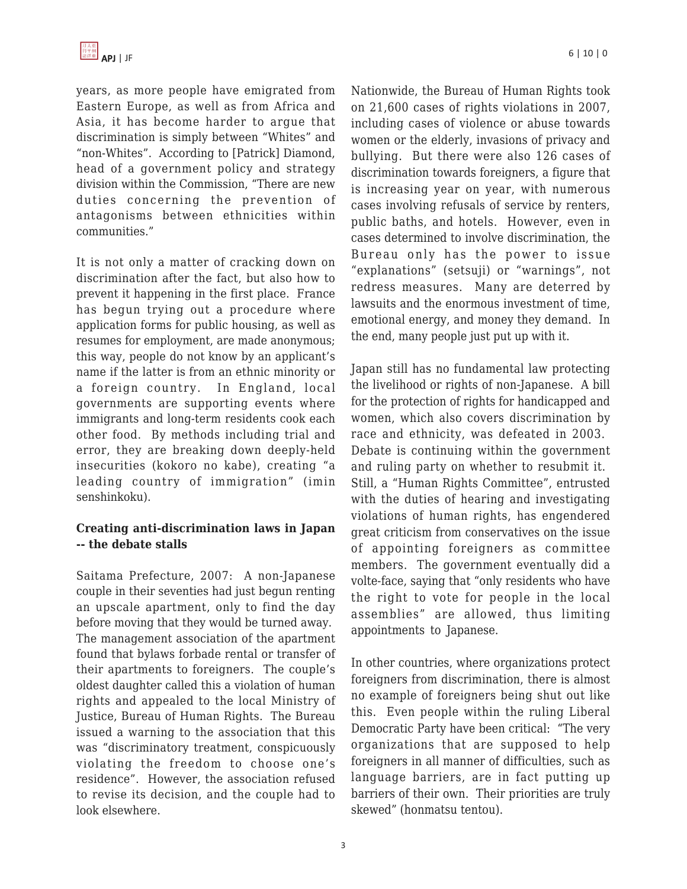years, as more people have emigrated from Eastern Europe, as well as from Africa and Asia, it has become harder to argue that discrimination is simply between "Whites" and "non-Whites". According to [Patrick] Diamond, head of a government policy and strategy division within the Commission, "There are new duties concerning the prevention of antagonisms between ethnicities within communities."

It is not only a matter of cracking down on discrimination after the fact, but also how to prevent it happening in the first place. France has begun trying out a procedure where application forms for public housing, as well as resumes for employment, are made anonymous; this way, people do not know by an applicant's name if the latter is from an ethnic minority or a foreign country. In England, local governments are supporting events where immigrants and long-term residents cook each other food. By methods including trial and error, they are breaking down deeply-held insecurities (kokoro no kabe), creating "a leading country of immigration" (imin senshinkoku).

**Creating anti-discrimination laws in Japan -- the debate stalls**

Saitama Prefecture, 2007: A non-Japanese couple in their seventies had just begun renting an upscale apartment, only to find the day before moving that they would be turned away. The management association of the apartment found that bylaws forbade rental or transfer of their apartments to foreigners. The couple's oldest daughter called this a violation of human rights and appealed to the local Ministry of Justice, Bureau of Human Rights. The Bureau issued a warning to the association that this was "discriminatory treatment, conspicuously violating the freedom to choose one's residence". However, the association refused to revise its decision, and the couple had to look elsewhere.

Nationwide, the Bureau of Human Rights took on 21,600 cases of rights violations in 2007, including cases of violence or abuse towards women or the elderly, invasions of privacy and bullying. But there were also 126 cases of discrimination towards foreigners, a figure that is increasing year on year, with numerous cases involving refusals of service by renters, public baths, and hotels. However, even in cases determined to involve discrimination, the Bureau only has the power to issue "explanations" (setsuji) or "warnings", not redress measures. Many are deterred by lawsuits and the enormous investment of time, emotional energy, and money they demand. In the end, many people just put up with it.

Japan still has no fundamental law protecting the livelihood or rights of non-Japanese. A bill for the protection of rights for handicapped and women, which also covers discrimination by race and ethnicity, was defeated in 2003. Debate is continuing within the government and ruling party on whether to resubmit it. Still, a "Human Rights Committee", entrusted with the duties of hearing and investigating violations of human rights, has engendered great criticism from conservatives on the issue of appointing foreigners as committee members. The government eventually did a volte-face, saying that "only residents who have the right to vote for people in the local assemblies" are allowed, thus limiting appointments to Japanese.

In other countries, where organizations protect foreigners from discrimination, there is almost no example of foreigners being shut out like this. Even people within the ruling Liberal Democratic Party have been critical: "The very organizations that are supposed to help foreigners in all manner of difficulties, such as language barriers, are in fact putting up barriers of their own. Their priorities are truly skewed" (honmatsu tentou).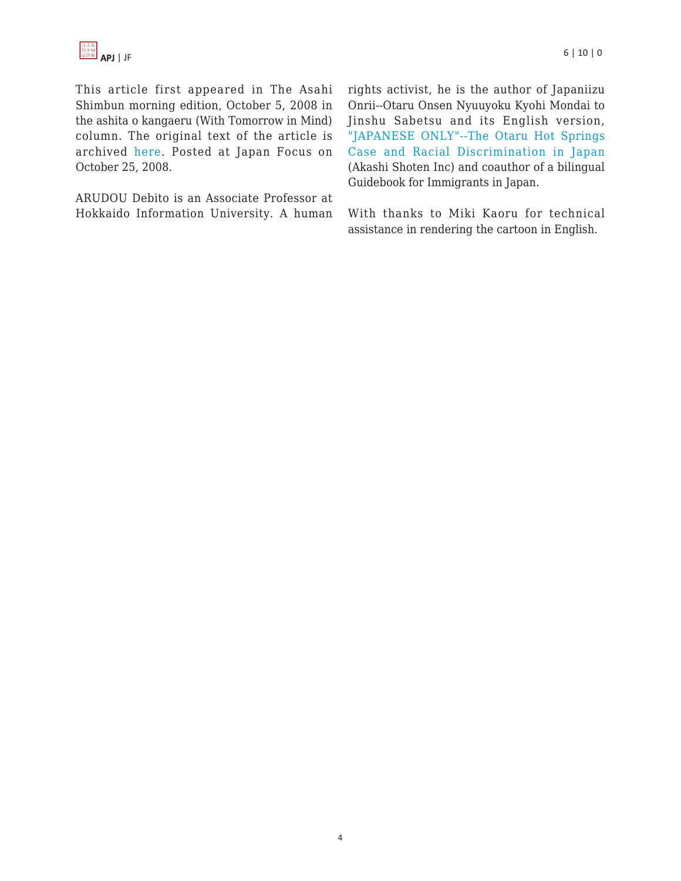This article first appeared in The Asahi Shimbun morning edition, October 5, 2008 in the ashita o kangaeru (With Tomorrow in Mind) column. The original text of the article is archived here. Posted at Japan Focus on October 25, 2008.

ARUDOU Debito is an Associate Professor at Hokkaido Information University. A human rights activist, he is the author of Japaniizu Onrii--Otaru Onsen Nyuuyoku Kyohi Mondai to Jinshu Sabetsu and its English version, "JAPANESE ONLY"--The Otaru Hot Springs Case and Racial Discrimination in Japan (Akashi Shoten Inc) and coauthor of a bilingual Guidebook for Immigrants in Japan.

With thanks to Miki Kaoru for technical assistance in rendering the cartoon in English.